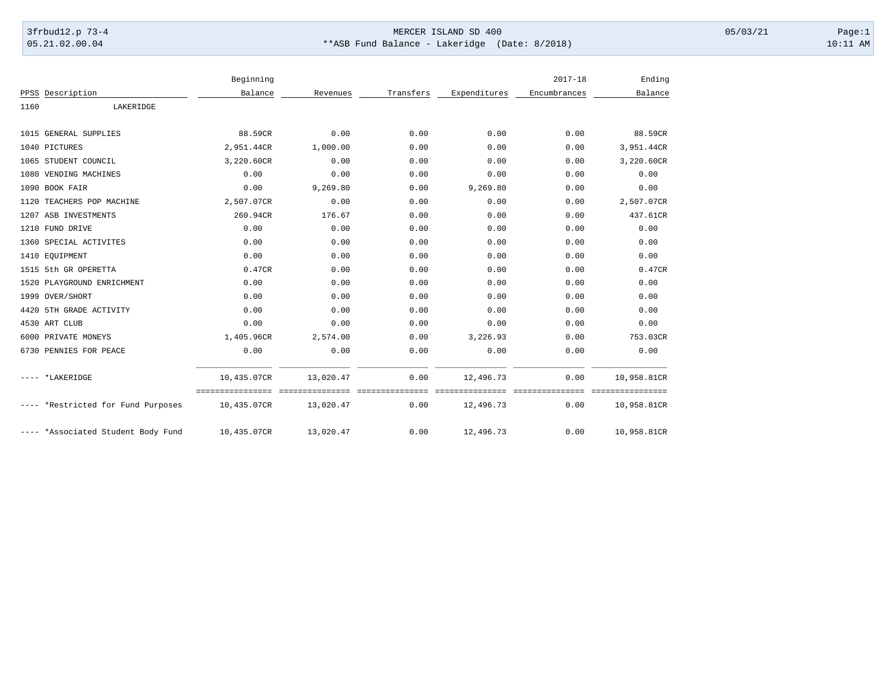MERCER ISLAND SD 400

**ASB Fund Balance - Lakeridge (Date: 8/2018)

3frbud12.p 73-4
05.21.02.00.04

05/03/21 10:11 AM

| PPSS | Description | Beginning Balance | Revenues | Transfers | Expenditures | 2017-18 Encumbrances | Ending Balance |
|---|---|---|---|---|---|---|---|
| 1160 | LAKERIDGE | | | | | | |
| 1015 | GENERAL SUPPLIES | 88.59CR | 0.00 | 0.00 | 0.00 | 0.00 | 88.59CR |
| 1040 | PICTURES | 2,951.44CR | 1,000.00 | 0.00 | 0.00 | 0.00 | 3,951.44CR |
| 1065 | STUDENT COUNCIL | 3,220.60CR | 0.00 | 0.00 | 0.00 | 0.00 | 3,220.60CR |
| 1080 | VENDING MACHINES | 0.00 | 0.00 | 0.00 | 0.00 | 0.00 | 0.00 |
| 1090 | BOOK FAIR | 0.00 | 9,269.80 | 0.00 | 9,269.80 | 0.00 | 0.00 |
| 1120 | TEACHERS POP MACHINE | 2,507.07CR | 0.00 | 0.00 | 0.00 | 0.00 | 2,507.07CR |
| 1207 | ASB INVESTMENTS | 260.94CR | 176.67 | 0.00 | 0.00 | 0.00 | 437.61CR |
| 1210 | FUND DRIVE | 0.00 | 0.00 | 0.00 | 0.00 | 0.00 | 0.00 |
| 1360 | SPECIAL ACTIVITES | 0.00 | 0.00 | 0.00 | 0.00 | 0.00 | 0.00 |
| 1410 | EQUIPMENT | 0.00 | 0.00 | 0.00 | 0.00 | 0.00 | 0.00 |
| 1515 | 5th GR OPERETTA | 0.47CR | 0.00 | 0.00 | 0.00 | 0.00 | 0.47CR |
| 1520 | PLAYGROUND ENRICHMENT | 0.00 | 0.00 | 0.00 | 0.00 | 0.00 | 0.00 |
| 1999 | OVER/SHORT | 0.00 | 0.00 | 0.00 | 0.00 | 0.00 | 0.00 |
| 4420 | 5TH GRADE ACTIVITY | 0.00 | 0.00 | 0.00 | 0.00 | 0.00 | 0.00 |
| 4530 | ART CLUB | 0.00 | 0.00 | 0.00 | 0.00 | 0.00 | 0.00 |
| 6000 | PRIVATE MONEYS | 1,405.96CR | 2,574.00 | 0.00 | 3,226.93 | 0.00 | 753.03CR |
| 6730 | PENNIES FOR PEACE | 0.00 | 0.00 | 0.00 | 0.00 | 0.00 | 0.00 |
| ---- | *LAKERIDGE | 10,435.07CR | 13,020.47 | 0.00 | 12,496.73 | 0.00 | 10,958.81CR |
| ---- | *Restricted for Fund Purposes | 10,435.07CR | 13,020.47 | 0.00 | 12,496.73 | 0.00 | 10,958.81CR |
| ---- | *Associated Student Body Fund | 10,435.07CR | 13,020.47 | 0.00 | 12,496.73 | 0.00 | 10,958.81CR |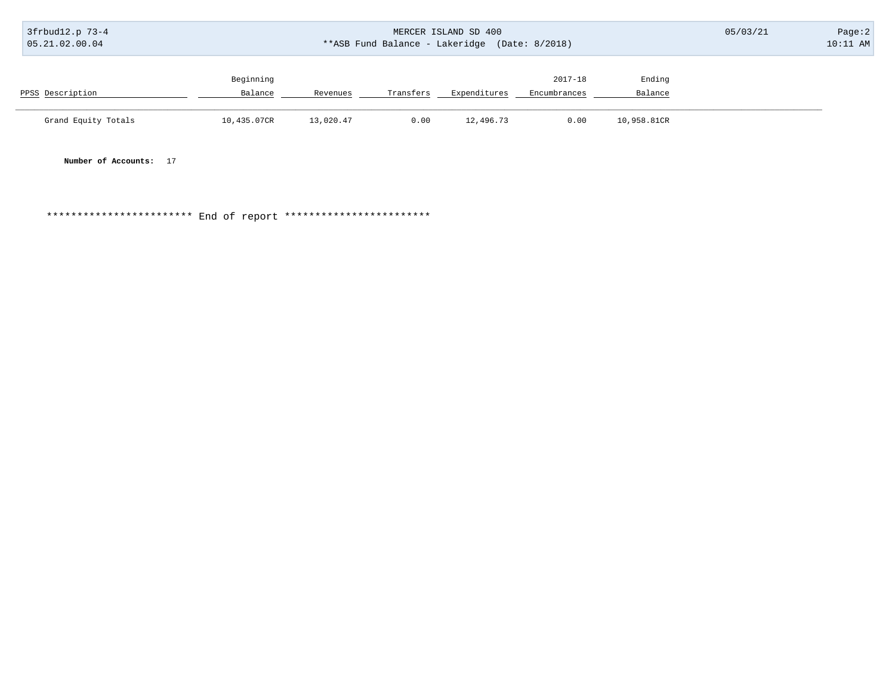| PPSS | Description | Beginning Balance | Revenues | Transfers | Expenditures | 2017-18 Encumbrances | Ending Balance |
|---|---|---|---|---|---|---|---|
| | Grand Equity Totals | 10,435.07CR | 13,020.47 | 0.00 | 12,496.73 | 0.00 | 10,958.81CR |

**Number of Accounts:** 17

************************ End of report ************************